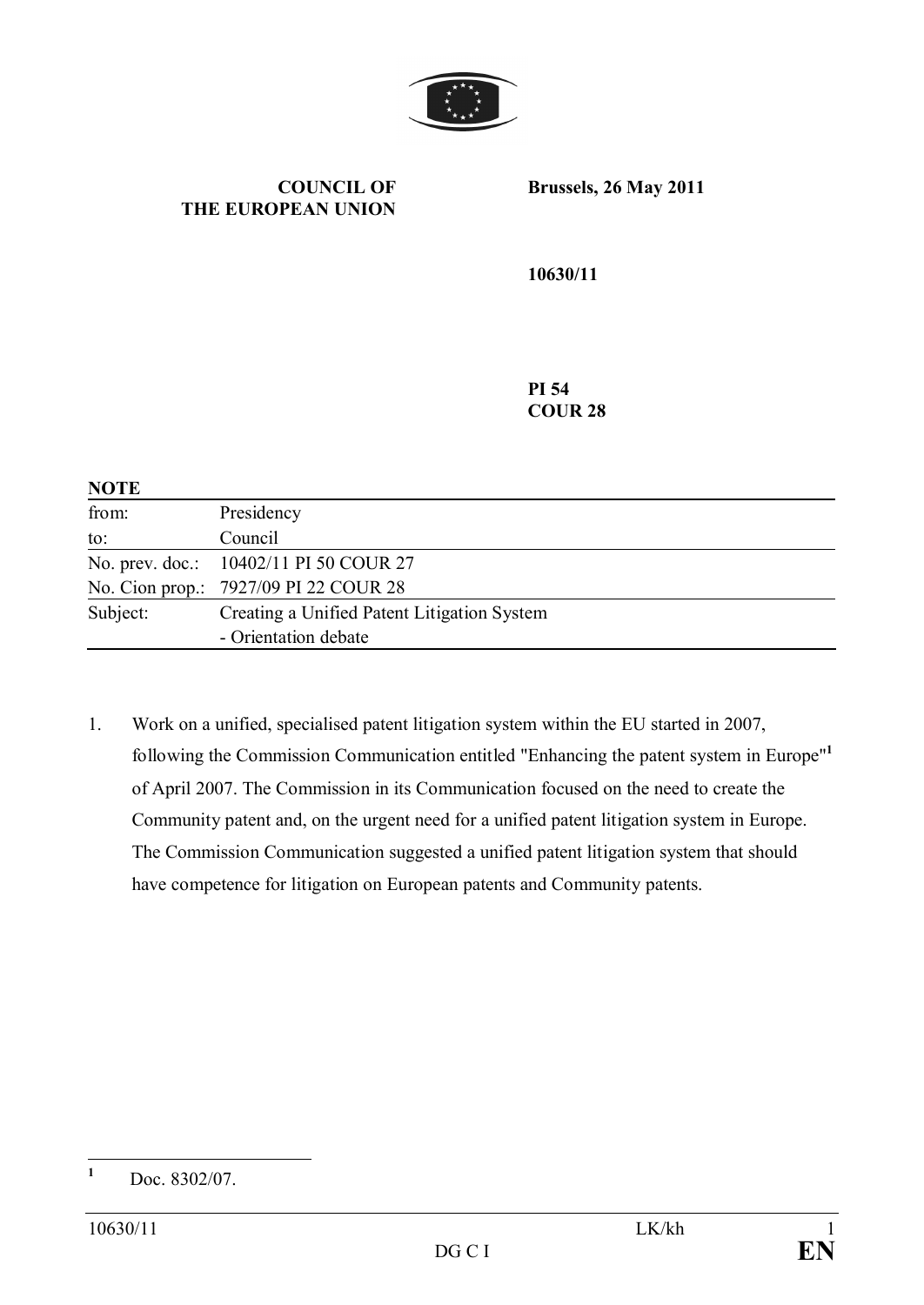**COUNCIL OF THE EUROPEAN UNION**

**Brussels, 26 May 2011**

**10630/11**

**PI 54**
**COUR 28**

**NOTE**

| | |
|---|---|
| from: | Presidency |
| to: | Council |
| No. prev. doc.: | 10402/11 PI 50 COUR 27 |
| No. Cion prop.: | 7927/09 PI 22 COUR 28 |
| Subject: | Creating a Unified Patent Litigation System<br>- Orientation debate |

1. Work on a unified, specialised patent litigation system within the EU started in 2007, following the Commission Communication entitled "Enhancing the patent system in Europe"[1] of April 2007. The Commission in its Communication focused on the need to create the Community patent and, on the urgent need for a unified patent litigation system in Europe. The Commission Communication suggested a unified patent litigation system that should have competence for litigation on European patents and Community patents.

[1] Doc. 8302/07.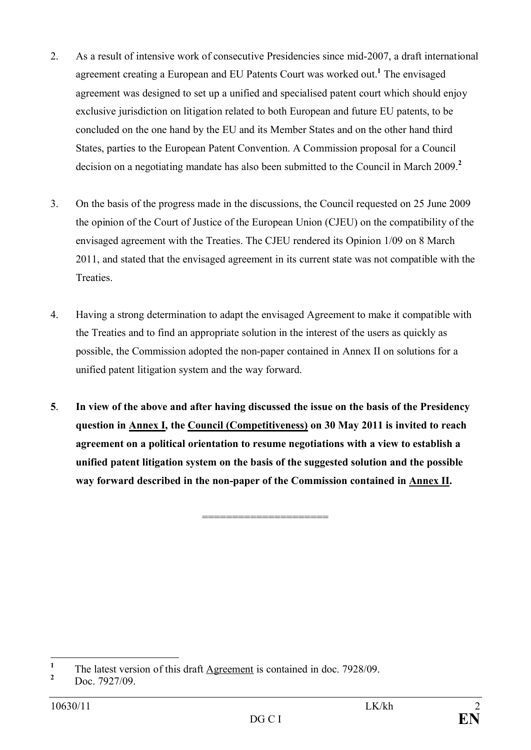2. As a result of intensive work of consecutive Presidencies since mid-2007, a draft international agreement creating a European and EU Patents Court was worked out.[1] The envisaged agreement was designed to set up a unified and specialised patent court which should enjoy exclusive jurisdiction on litigation related to both European and future EU patents, to be concluded on the one hand by the EU and its Member States and on the other hand third States, parties to the European Patent Convention. A Commission proposal for a Council decision on a negotiating mandate has also been submitted to the Council in March 2009.[2]

3. On the basis of the progress made in the discussions, the Council requested on 25 June 2009 the opinion of the Court of Justice of the European Union (CJEU) on the compatibility of the envisaged agreement with the Treaties. The CJEU rendered its Opinion 1/09 on 8 March 2011, and stated that the envisaged agreement in its current state was not compatible with the Treaties.

4. Having a strong determination to adapt the envisaged Agreement to make it compatible with the Treaties and to find an appropriate solution in the interest of the users as quickly as possible, the Commission adopted the non-paper contained in Annex II on solutions for a unified patent litigation system and the way forward.

**5**. **In view of the above and after having discussed the issue on the basis of the Presidency question in <u>Annex I</u>, the <u>Council (Competitiveness)</u> on 30 May 2011 is invited to reach agreement on a political orientation to resume negotiations with a view to establish a unified patent litigation system on the basis of the suggested solution and the possible way forward described in the non-paper of the Commission contained in <u>Annex II</u>.**

====================

[1] The latest version of this draft Agreement is contained in doc. 7928/09.

[2] Doc. 7927/09.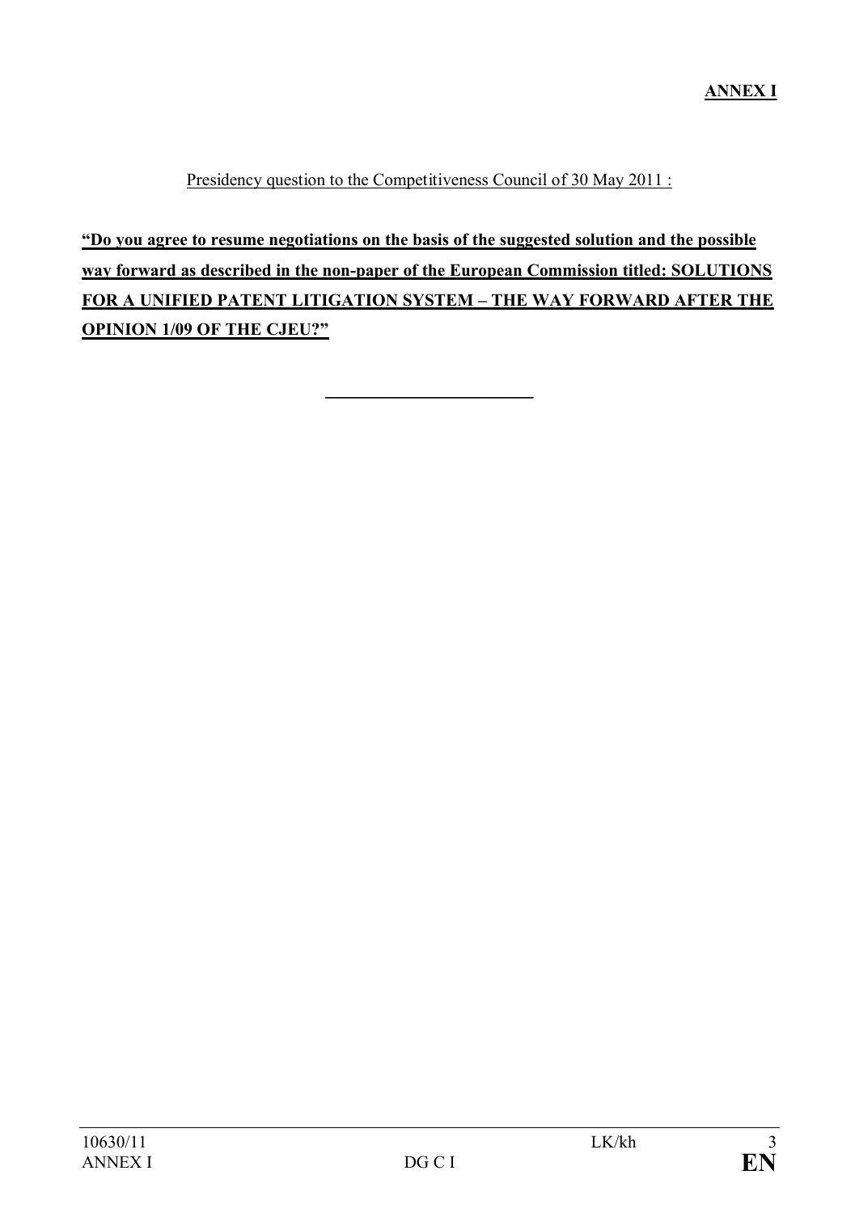**ANNEX I**

Presidency question to the Competitiveness Council of 30 May 2011 :

**"Do you agree to resume negotiations on the basis of the suggested solution and the possible way forward as described in the non-paper of the European Commission titled: SOLUTIONS FOR A UNIFIED PATENT LITIGATION SYSTEM – THE WAY FORWARD AFTER THE OPINION 1/09 OF THE CJEU?"**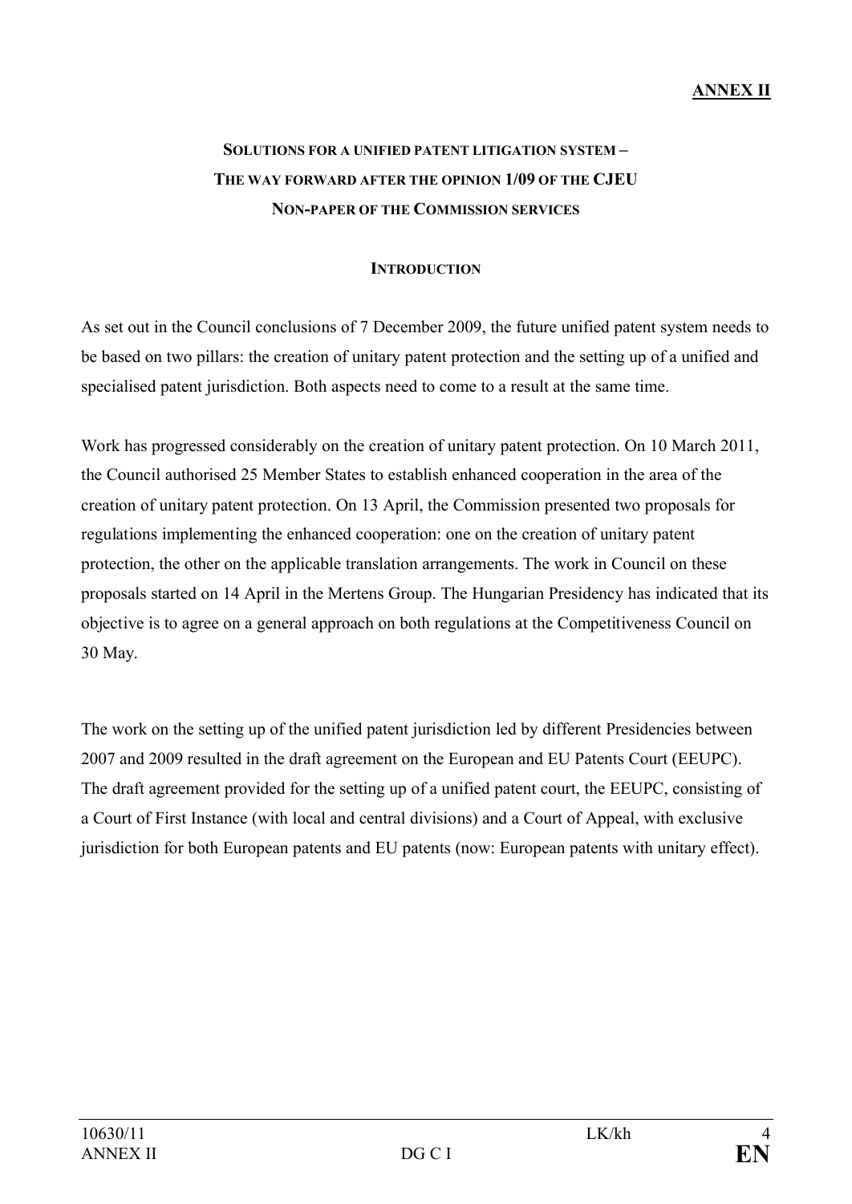**ANNEX II**

## SOLUTIONS FOR A UNIFIED PATENT LITIGATION SYSTEM – THE WAY FORWARD AFTER THE OPINION 1/09 OF THE CJEU NON-PAPER OF THE COMMISSION SERVICES

### INTRODUCTION

As set out in the Council conclusions of 7 December 2009, the future unified patent system needs to be based on two pillars: the creation of unitary patent protection and the setting up of a unified and specialised patent jurisdiction. Both aspects need to come to a result at the same time.

Work has progressed considerably on the creation of unitary patent protection. On 10 March 2011, the Council authorised 25 Member States to establish enhanced cooperation in the area of the creation of unitary patent protection. On 13 April, the Commission presented two proposals for regulations implementing the enhanced cooperation: one on the creation of unitary patent protection, the other on the applicable translation arrangements. The work in Council on these proposals started on 14 April in the Mertens Group. The Hungarian Presidency has indicated that its objective is to agree on a general approach on both regulations at the Competitiveness Council on 30 May.

The work on the setting up of the unified patent jurisdiction led by different Presidencies between 2007 and 2009 resulted in the draft agreement on the European and EU Patents Court (EEUPC). The draft agreement provided for the setting up of a unified patent court, the EEUPC, consisting of a Court of First Instance (with local and central divisions) and a Court of Appeal, with exclusive jurisdiction for both European patents and EU patents (now: European patents with unitary effect).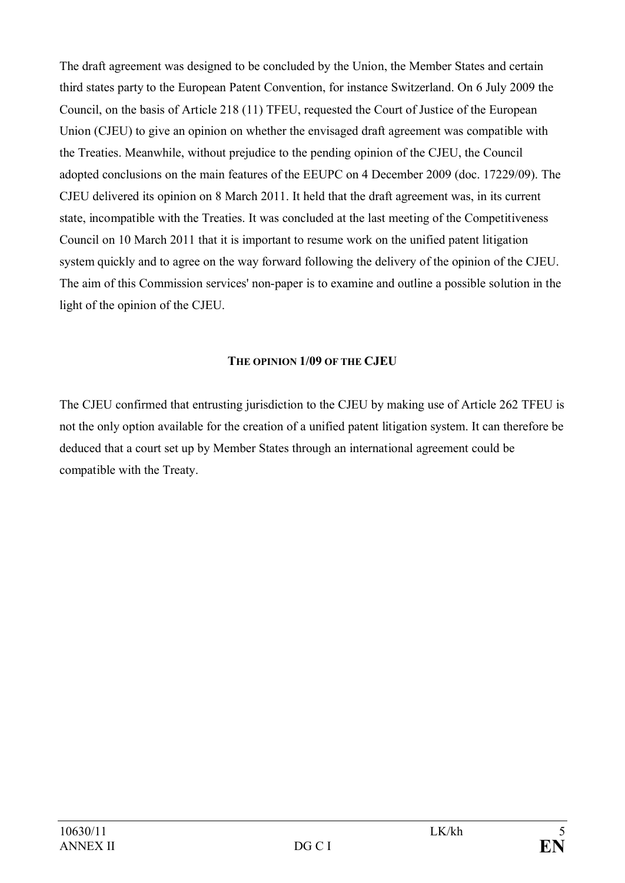The draft agreement was designed to be concluded by the Union, the Member States and certain third states party to the European Patent Convention, for instance Switzerland. On 6 July 2009 the Council, on the basis of Article 218 (11) TFEU, requested the Court of Justice of the European Union (CJEU) to give an opinion on whether the envisaged draft agreement was compatible with the Treaties. Meanwhile, without prejudice to the pending opinion of the CJEU, the Council adopted conclusions on the main features of the EEUPC on 4 December 2009 (doc. 17229/09). The CJEU delivered its opinion on 8 March 2011. It held that the draft agreement was, in its current state, incompatible with the Treaties. It was concluded at the last meeting of the Competitiveness Council on 10 March 2011 that it is important to resume work on the unified patent litigation system quickly and to agree on the way forward following the delivery of the opinion of the CJEU. The aim of this Commission services' non-paper is to examine and outline a possible solution in the light of the opinion of the CJEU.

## THE OPINION 1/09 OF THE CJEU

The CJEU confirmed that entrusting jurisdiction to the CJEU by making use of Article 262 TFEU is not the only option available for the creation of a unified patent litigation system. It can therefore be deduced that a court set up by Member States through an international agreement could be compatible with the Treaty.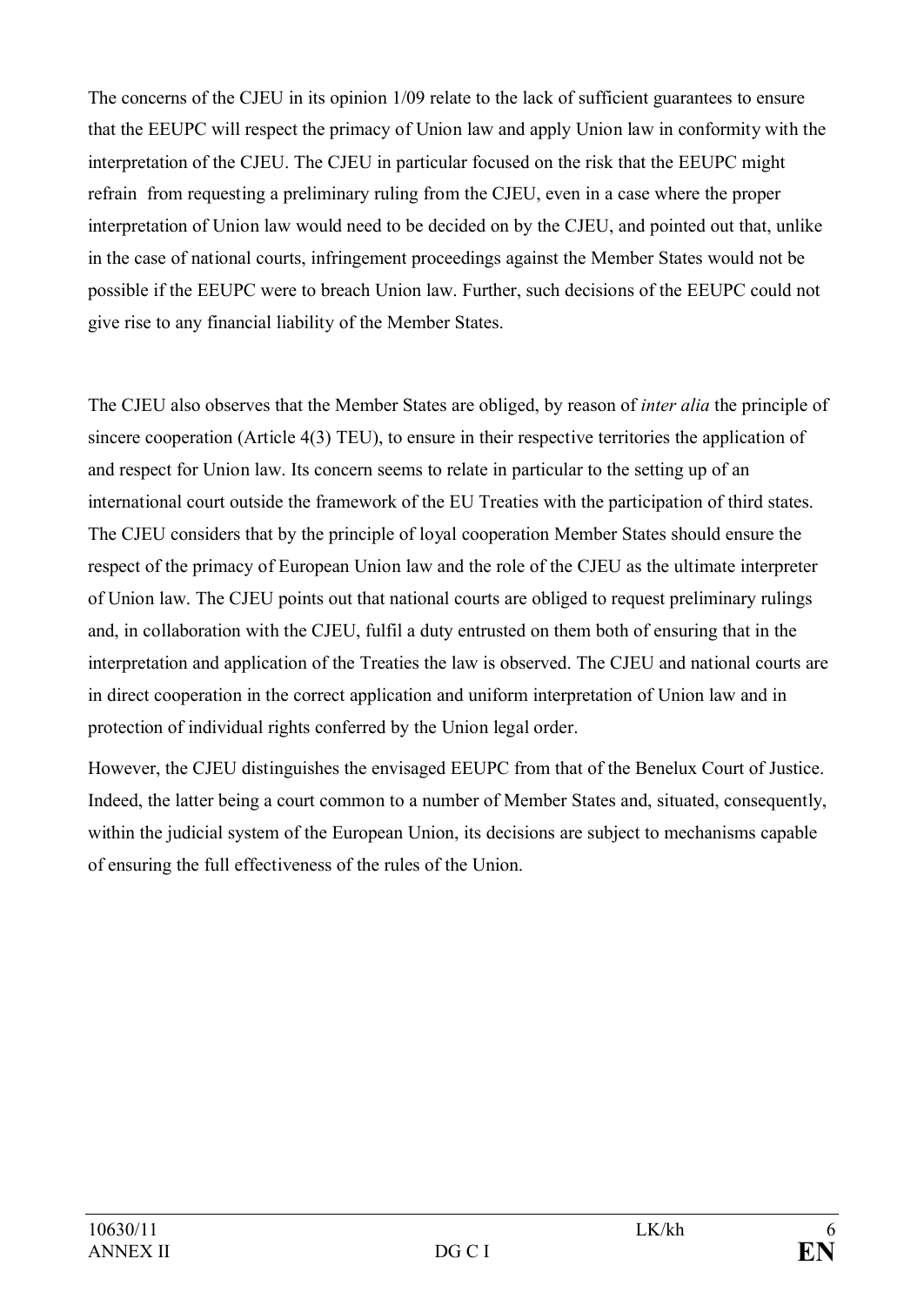The concerns of the CJEU in its opinion 1/09 relate to the lack of sufficient guarantees to ensure that the EEUPC will respect the primacy of Union law and apply Union law in conformity with the interpretation of the CJEU. The CJEU in particular focused on the risk that the EEUPC might refrain from requesting a preliminary ruling from the CJEU, even in a case where the proper interpretation of Union law would need to be decided on by the CJEU, and pointed out that, unlike in the case of national courts, infringement proceedings against the Member States would not be possible if the EEUPC were to breach Union law. Further, such decisions of the EEUPC could not give rise to any financial liability of the Member States.

The CJEU also observes that the Member States are obliged, by reason of *inter alia* the principle of sincere cooperation (Article 4(3) TEU), to ensure in their respective territories the application of and respect for Union law. Its concern seems to relate in particular to the setting up of an international court outside the framework of the EU Treaties with the participation of third states. The CJEU considers that by the principle of loyal cooperation Member States should ensure the respect of the primacy of European Union law and the role of the CJEU as the ultimate interpreter of Union law. The CJEU points out that national courts are obliged to request preliminary rulings and, in collaboration with the CJEU, fulfil a duty entrusted on them both of ensuring that in the interpretation and application of the Treaties the law is observed. The CJEU and national courts are in direct cooperation in the correct application and uniform interpretation of Union law and in protection of individual rights conferred by the Union legal order.

However, the CJEU distinguishes the envisaged EEUPC from that of the Benelux Court of Justice. Indeed, the latter being a court common to a number of Member States and, situated, consequently, within the judicial system of the European Union, its decisions are subject to mechanisms capable of ensuring the full effectiveness of the rules of the Union.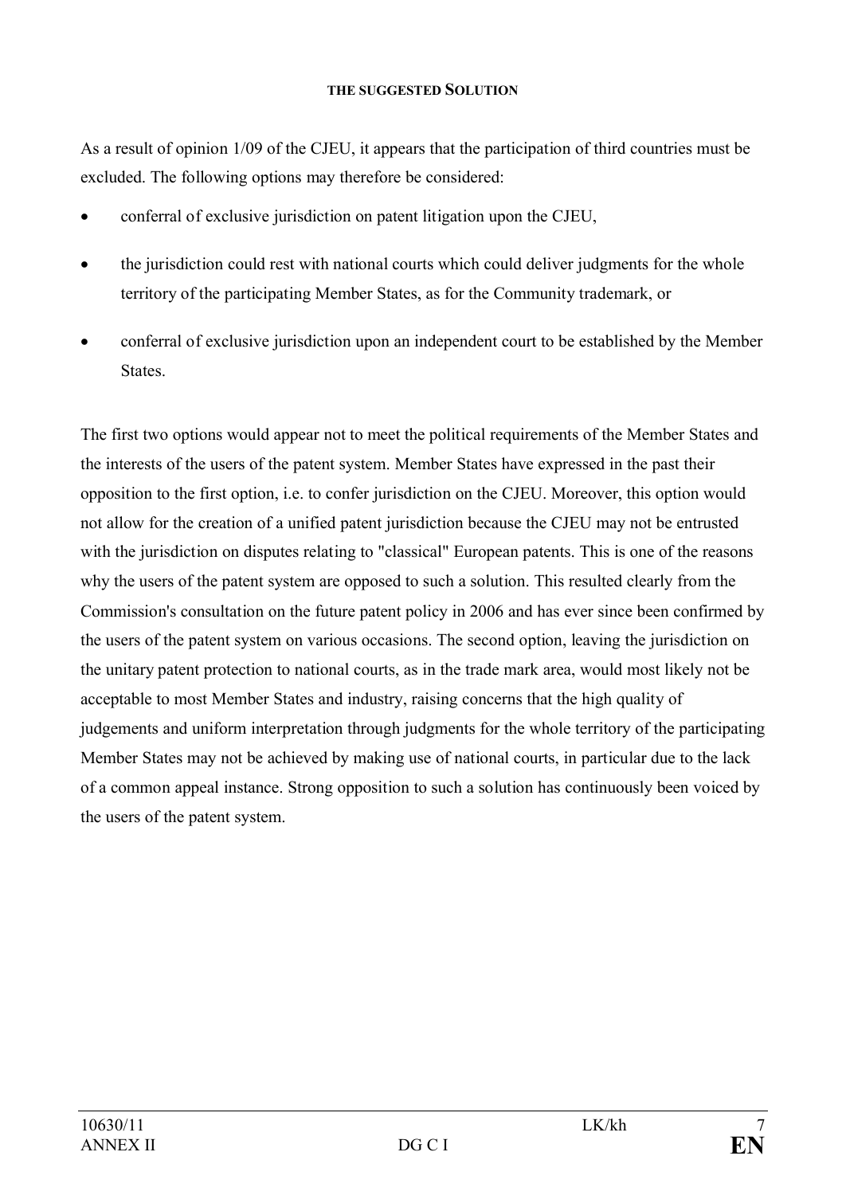### THE SUGGESTED SOLUTION

As a result of opinion 1/09 of the CJEU, it appears that the participation of third countries must be excluded. The following options may therefore be considered:

- conferral of exclusive jurisdiction on patent litigation upon the CJEU,
- the jurisdiction could rest with national courts which could deliver judgments for the whole territory of the participating Member States, as for the Community trademark, or
- conferral of exclusive jurisdiction upon an independent court to be established by the Member States.

The first two options would appear not to meet the political requirements of the Member States and the interests of the users of the patent system. Member States have expressed in the past their opposition to the first option, i.e. to confer jurisdiction on the CJEU. Moreover, this option would not allow for the creation of a unified patent jurisdiction because the CJEU may not be entrusted with the jurisdiction on disputes relating to "classical" European patents. This is one of the reasons why the users of the patent system are opposed to such a solution. This resulted clearly from the Commission's consultation on the future patent policy in 2006 and has ever since been confirmed by the users of the patent system on various occasions. The second option, leaving the jurisdiction on the unitary patent protection to national courts, as in the trade mark area, would most likely not be acceptable to most Member States and industry, raising concerns that the high quality of judgements and uniform interpretation through judgments for the whole territory of the participating Member States may not be achieved by making use of national courts, in particular due to the lack of a common appeal instance. Strong opposition to such a solution has continuously been voiced by the users of the patent system.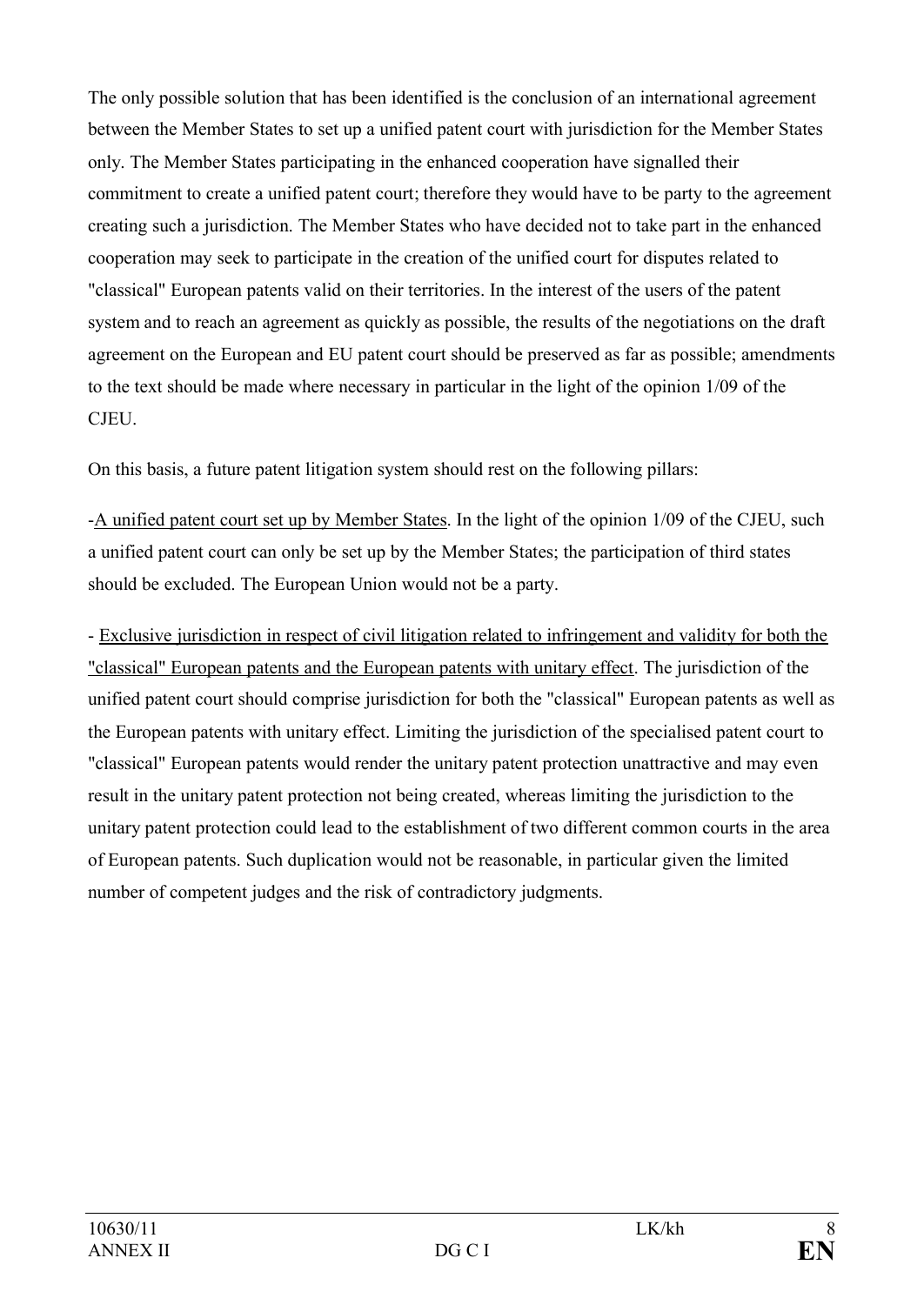The only possible solution that has been identified is the conclusion of an international agreement between the Member States to set up a unified patent court with jurisdiction for the Member States only. The Member States participating in the enhanced cooperation have signalled their commitment to create a unified patent court; therefore they would have to be party to the agreement creating such a jurisdiction. The Member States who have decided not to take part in the enhanced cooperation may seek to participate in the creation of the unified court for disputes related to "classical" European patents valid on their territories. In the interest of the users of the patent system and to reach an agreement as quickly as possible, the results of the negotiations on the draft agreement on the European and EU patent court should be preserved as far as possible; amendments to the text should be made where necessary in particular in the light of the opinion 1/09 of the CJEU.

On this basis, a future patent litigation system should rest on the following pillars:

- A unified patent court set up by Member States. In the light of the opinion 1/09 of the CJEU, such a unified patent court can only be set up by the Member States; the participation of third states should be excluded. The European Union would not be a party.

- Exclusive jurisdiction in respect of civil litigation related to infringement and validity for both the "classical" European patents and the European patents with unitary effect. The jurisdiction of the unified patent court should comprise jurisdiction for both the "classical" European patents as well as the European patents with unitary effect. Limiting the jurisdiction of the specialised patent court to "classical" European patents would render the unitary patent protection unattractive and may even result in the unitary patent protection not being created, whereas limiting the jurisdiction to the unitary patent protection could lead to the establishment of two different common courts in the area of European patents. Such duplication would not be reasonable, in particular given the limited number of competent judges and the risk of contradictory judgments.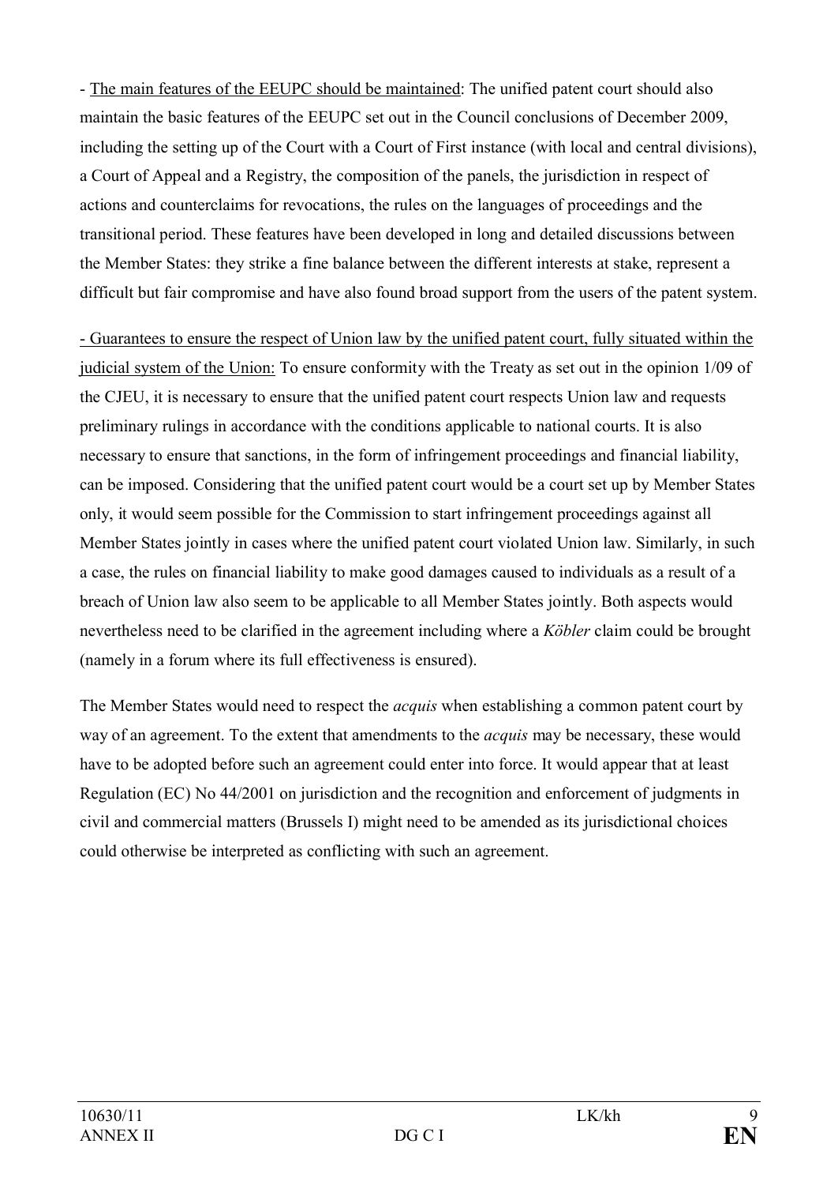- <u>The main features of the EEUPC should be maintained</u>: The unified patent court should also maintain the basic features of the EEUPC set out in the Council conclusions of December 2009, including the setting up of the Court with a Court of First instance (with local and central divisions), a Court of Appeal and a Registry, the composition of the panels, the jurisdiction in respect of actions and counterclaims for revocations, the rules on the languages of proceedings and the transitional period. These features have been developed in long and detailed discussions between the Member States: they strike a fine balance between the different interests at stake, represent a difficult but fair compromise and have also found broad support from the users of the patent system.

<u>- Guarantees to ensure the respect of Union law by the unified patent court, fully situated within the judicial system of the Union:</u> To ensure conformity with the Treaty as set out in the opinion 1/09 of the CJEU, it is necessary to ensure that the unified patent court respects Union law and requests preliminary rulings in accordance with the conditions applicable to national courts. It is also necessary to ensure that sanctions, in the form of infringement proceedings and financial liability, can be imposed. Considering that the unified patent court would be a court set up by Member States only, it would seem possible for the Commission to start infringement proceedings against all Member States jointly in cases where the unified patent court violated Union law. Similarly, in such a case, the rules on financial liability to make good damages caused to individuals as a result of a breach of Union law also seem to be applicable to all Member States jointly. Both aspects would nevertheless need to be clarified in the agreement including where a *Köbler* claim could be brought (namely in a forum where its full effectiveness is ensured).

The Member States would need to respect the *acquis* when establishing a common patent court by way of an agreement. To the extent that amendments to the *acquis* may be necessary, these would have to be adopted before such an agreement could enter into force. It would appear that at least Regulation (EC) No 44/2001 on jurisdiction and the recognition and enforcement of judgments in civil and commercial matters (Brussels I) might need to be amended as its jurisdictional choices could otherwise be interpreted as conflicting with such an agreement.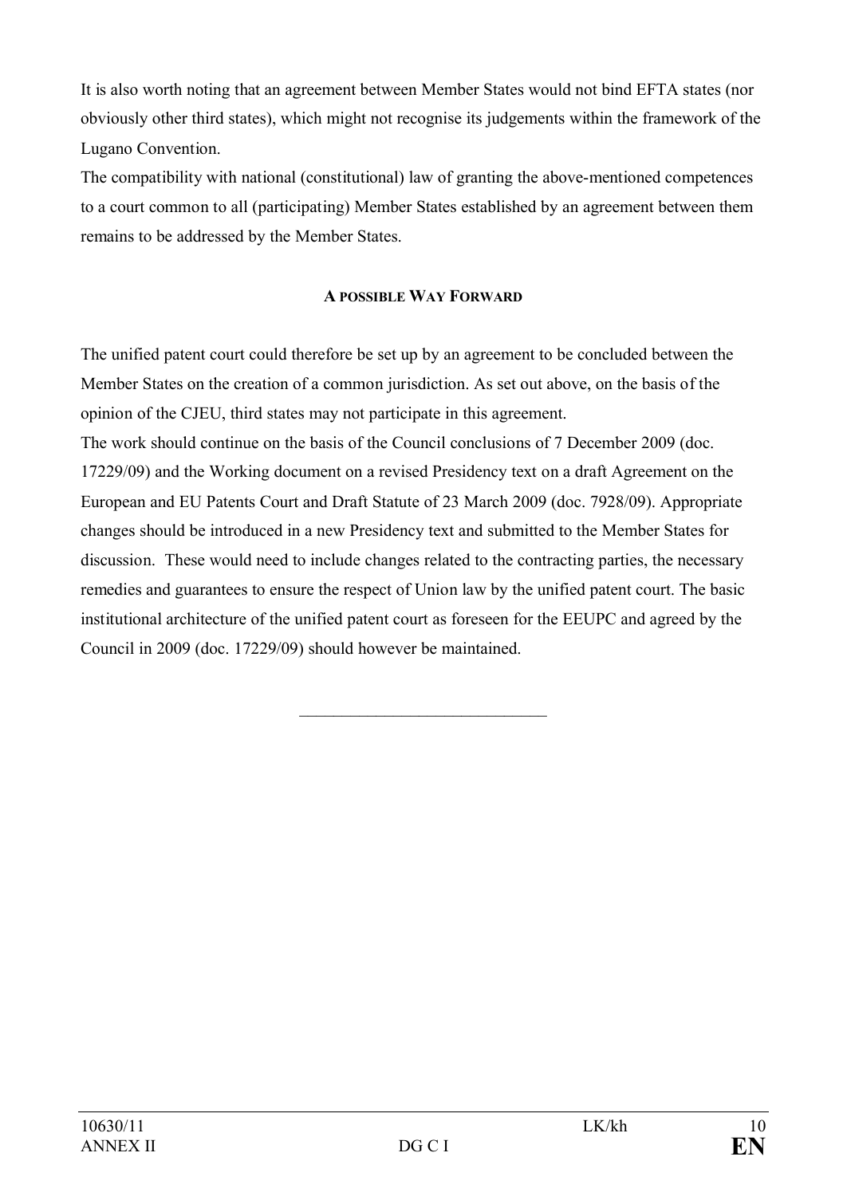It is also worth noting that an agreement between Member States would not bind EFTA states (nor obviously other third states), which might not recognise its judgements within the framework of the Lugano Convention.

The compatibility with national (constitutional) law of granting the above-mentioned competences to a court common to all (participating) Member States established by an agreement between them remains to be addressed by the Member States.

## A POSSIBLE WAY FORWARD

The unified patent court could therefore be set up by an agreement to be concluded between the Member States on the creation of a common jurisdiction. As set out above, on the basis of the opinion of the CJEU, third states may not participate in this agreement.

The work should continue on the basis of the Council conclusions of 7 December 2009 (doc. 17229/09) and the Working document on a revised Presidency text on a draft Agreement on the European and EU Patents Court and Draft Statute of 23 March 2009 (doc. 7928/09). Appropriate changes should be introduced in a new Presidency text and submitted to the Member States for discussion. These would need to include changes related to the contracting parties, the necessary remedies and guarantees to ensure the respect of Union law by the unified patent court. The basic institutional architecture of the unified patent court as foreseen for the EEUPC and agreed by the Council in 2009 (doc. 17229/09) should however be maintained.

---